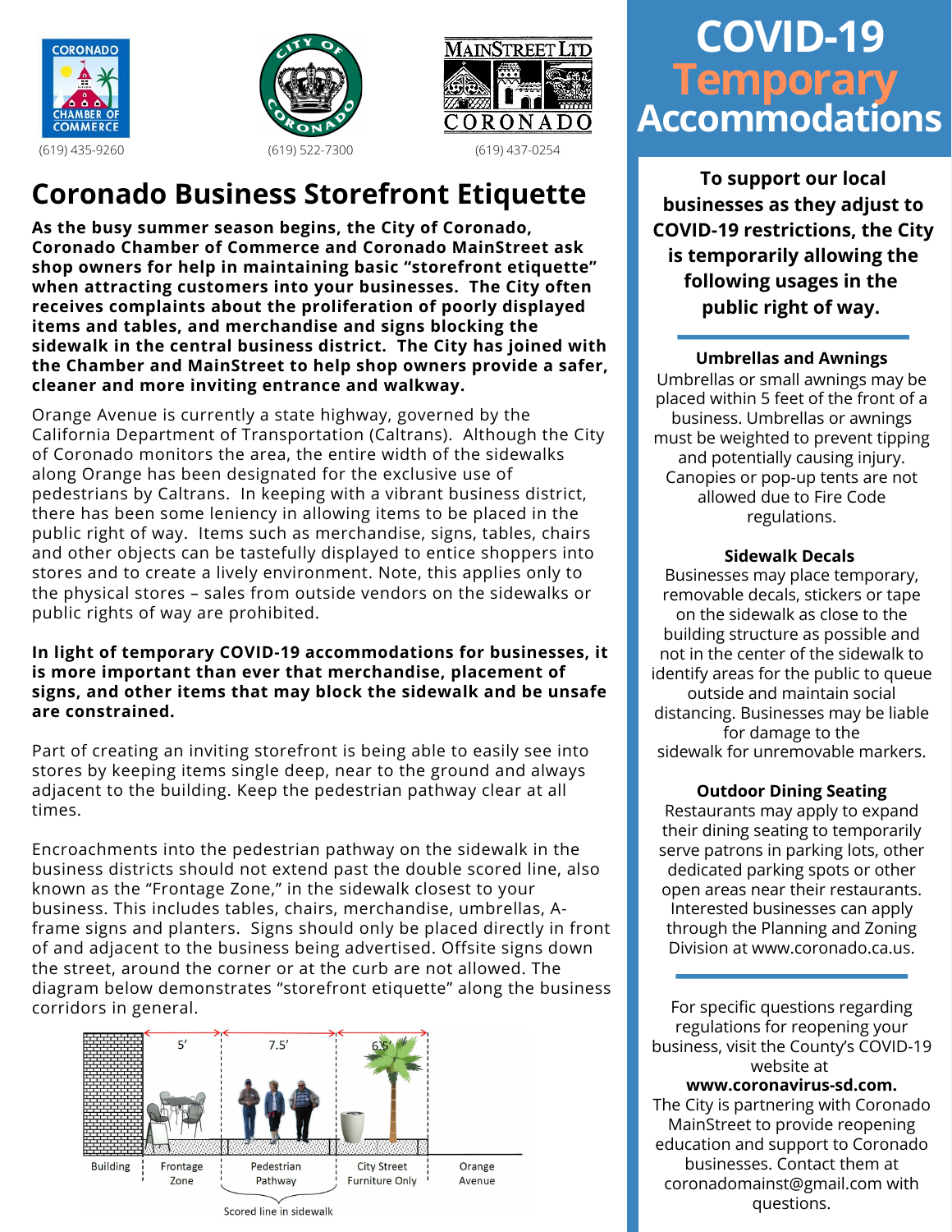(619) 435-9260

(619) 522-7300

(619) 437-0254

# Coronado Business Storefront Etiquette

**As the busy summer season begins, the City of Coronado, Coronado Chamber of Commerce and Coronado MainStreet ask shop owners for help in maintaining basic "storefront etiquette" when attracting customers into your businesses. The City often receives complaints about the proliferation of poorly displayed items and tables, and merchandise and signs blocking the sidewalk in the central business district. The City has joined with the Chamber and MainStreet to help shop owners provide a safer, cleaner and more inviting entrance and walkway.**

Orange Avenue is currently a state highway, governed by the California Department of Transportation (Caltrans). Although the City of Coronado monitors the area, the entire width of the sidewalks along Orange has been designated for the exclusive use of pedestrians by Caltrans. In keeping with a vibrant business district, there has been some leniency in allowing items to be placed in the public right of way. Items such as merchandise, signs, tables, chairs and other objects can be tastefully displayed to entice shoppers into stores and to create a lively environment. Note, this applies only to the physical stores – sales from outside vendors on the sidewalks or public rights of way are prohibited.

**In light of temporary COVID-19 accommodations for businesses, it is more important than ever that merchandise, placement of signs, and other items that may block the sidewalk and be unsafe are constrained.**

Part of creating an inviting storefront is being able to easily see into stores by keeping items single deep, near to the ground and always adjacent to the building. Keep the pedestrian pathway clear at all times.

Encroachments into the pedestrian pathway on the sidewalk in the business districts should not extend past the double scored line, also known as the "Frontage Zone," in the sidewalk closest to your business. This includes tables, chairs, merchandise, umbrellas, A-frame signs and planters. Signs should only be placed directly in front of and adjacent to the business being advertised. Offsite signs down the street, around the corner or at the curb are not allowed. The diagram below demonstrates "storefront etiquette" along the business corridors in general.

Building | Frontage Zone (5') | Pedestrian Pathway (7.5') | City Street Furniture Only (6.5') | Orange Avenue

Scored line in sidewalk

# COVID-19 Temporary Accommodations

**To support our local businesses as they adjust to COVID-19 restrictions, the City is temporarily allowing the following usages in the public right of way.**

### Umbrellas and Awnings

Umbrellas or small awnings may be placed within 5 feet of the front of a business. Umbrellas or awnings must be weighted to prevent tipping and potentially causing injury. Canopies or pop-up tents are not allowed due to Fire Code regulations.

### Sidewalk Decals

Businesses may place temporary, removable decals, stickers or tape on the sidewalk as close to the building structure as possible and not in the center of the sidewalk to identify areas for the public to queue outside and maintain social distancing. Businesses may be liable for damage to the sidewalk for unremovable markers.

### Outdoor Dining Seating

Restaurants may apply to expand their dining seating to temporarily serve patrons in parking lots, other dedicated parking spots or other open areas near their restaurants. Interested businesses can apply through the Planning and Zoning Division at www.coronado.ca.us.

For specific questions regarding regulations for reopening your business, visit the County's COVID-19 website at **www.coronavirus-sd.com.** The City is partnering with Coronado MainStreet to provide reopening education and support to Coronado businesses. Contact them at coronadomainst@gmail.com with questions.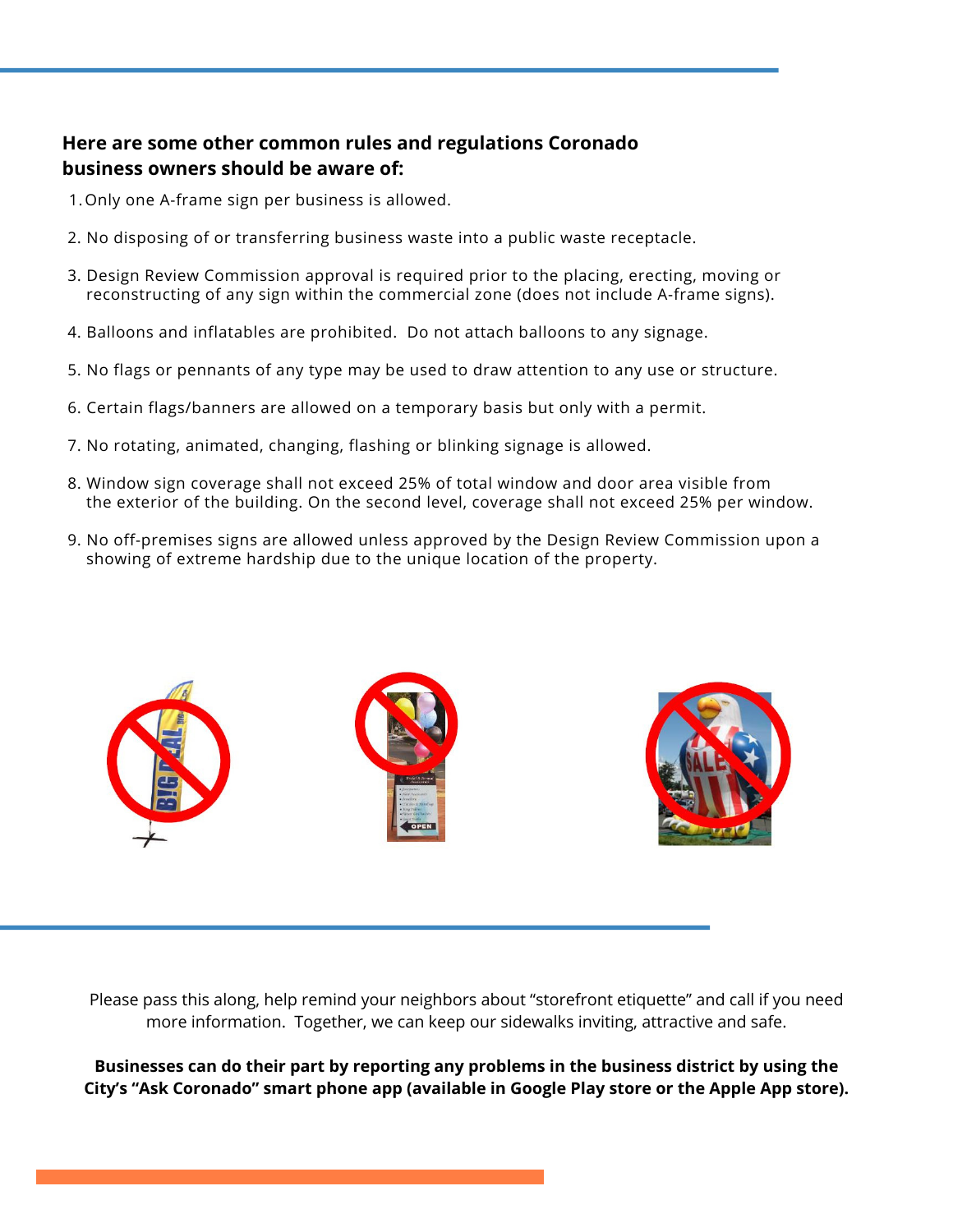**Here are some other common rules and regulations Coronado business owners should be aware of:**

1. Only one A-frame sign per business is allowed.
2. No disposing of or transferring business waste into a public waste receptacle.
3. Design Review Commission approval is required prior to the placing, erecting, moving or reconstructing of any sign within the commercial zone (does not include A-frame signs).
4. Balloons and inflatables are prohibited. Do not attach balloons to any signage.
5. No flags or pennants of any type may be used to draw attention to any use or structure.
6. Certain flags/banners are allowed on a temporary basis but only with a permit.
7. No rotating, animated, changing, flashing or blinking signage is allowed.
8. Window sign coverage shall not exceed 25% of total window and door area visible from the exterior of the building. On the second level, coverage shall not exceed 25% per window.
9. No off-premises signs are allowed unless approved by the Design Review Commission upon a showing of extreme hardship due to the unique location of the property.

Please pass this along, help remind your neighbors about "storefront etiquette" and call if you need more information. Together, we can keep our sidewalks inviting, attractive and safe.

**Businesses can do their part by reporting any problems in the business district by using the City's "Ask Coronado" smart phone app (available in Google Play store or the Apple App store).**